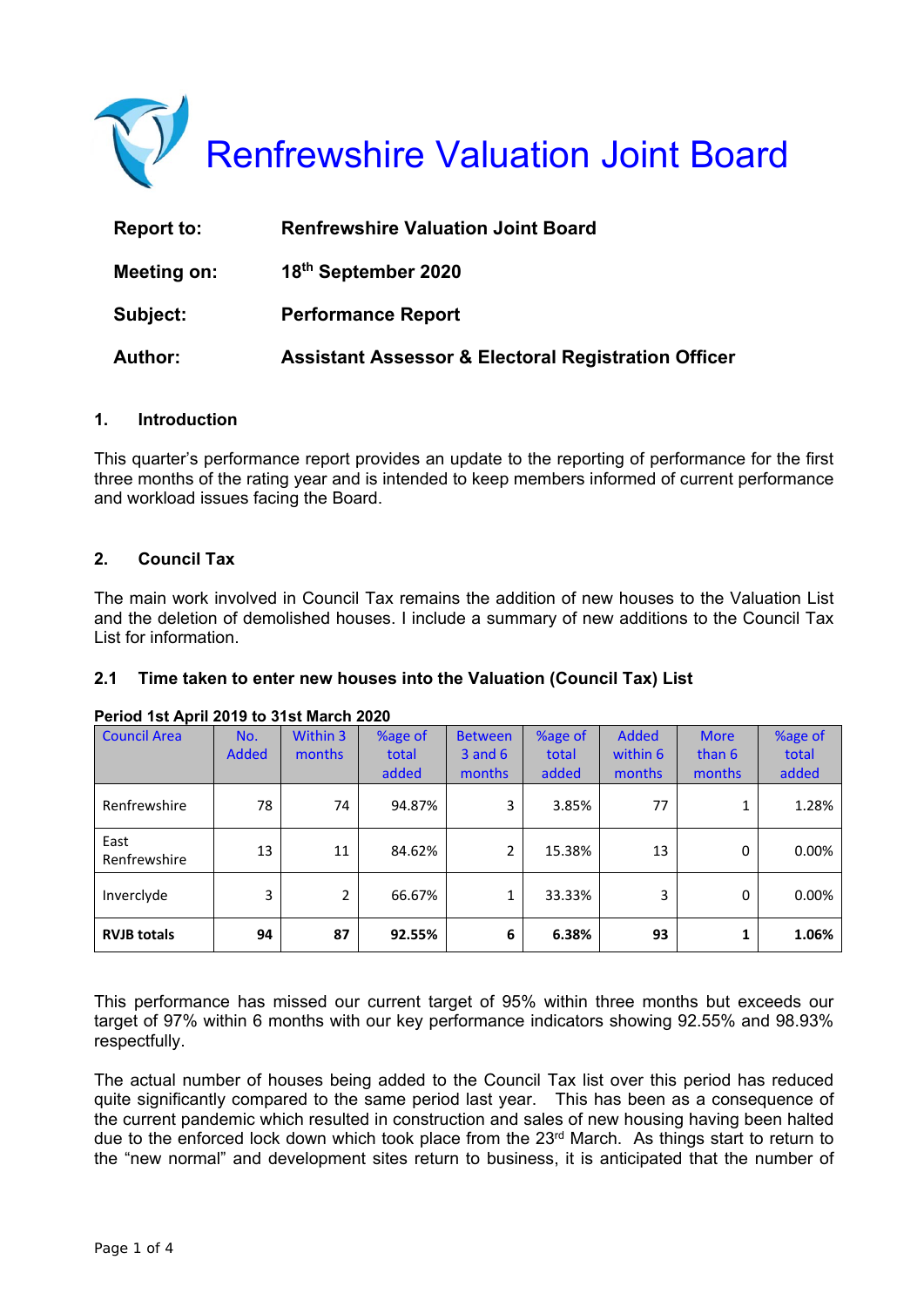# Renfrewshire Valuation Joint Board

| | |
|---|---|
| **Report to:** | **Renfrewshire Valuation Joint Board** |
| **Meeting on:** | **18th September 2020** |
| **Subject:** | **Performance Report** |
| **Author:** | **Assistant Assessor & Electoral Registration Officer** |

## 1. Introduction

This quarter's performance report provides an update to the reporting of performance for the first three months of the rating year and is intended to keep members informed of current performance and workload issues facing the Board.

## 2. Council Tax

The main work involved in Council Tax remains the addition of new houses to the Valuation List and the deletion of demolished houses. I include a summary of new additions to the Council Tax List for information.

### 2.1 Time taken to enter new houses into the Valuation (Council Tax) List

**Period 1st April 2019 to 31st March 2020**

| Council Area | No. Added | Within 3 months | %age of total added | Between 3 and 6 months | %age of total added | Added within 6 months | More than 6 months | %age of total added |
|---|---|---|---|---|---|---|---|---|
| Renfrewshire | 78 | 74 | 94.87% | 3 | 3.85% | 77 | 1 | 1.28% |
| East Renfrewshire | 13 | 11 | 84.62% | 2 | 15.38% | 13 | 0 | 0.00% |
| Inverclyde | 3 | 2 | 66.67% | 1 | 33.33% | 3 | 0 | 0.00% |
| **RVJB totals** | **94** | **87** | **92.55%** | **6** | **6.38%** | **93** | **1** | **1.06%** |

This performance has missed our current target of 95% within three months but exceeds our target of 97% within 6 months with our key performance indicators showing 92.55% and 98.93% respectfully.

The actual number of houses being added to the Council Tax list over this period has reduced quite significantly compared to the same period last year. This has been as a consequence of the current pandemic which resulted in construction and sales of new housing having been halted due to the enforced lock down which took place from the 23rd March. As things start to return to the "new normal" and development sites return to business, it is anticipated that the number of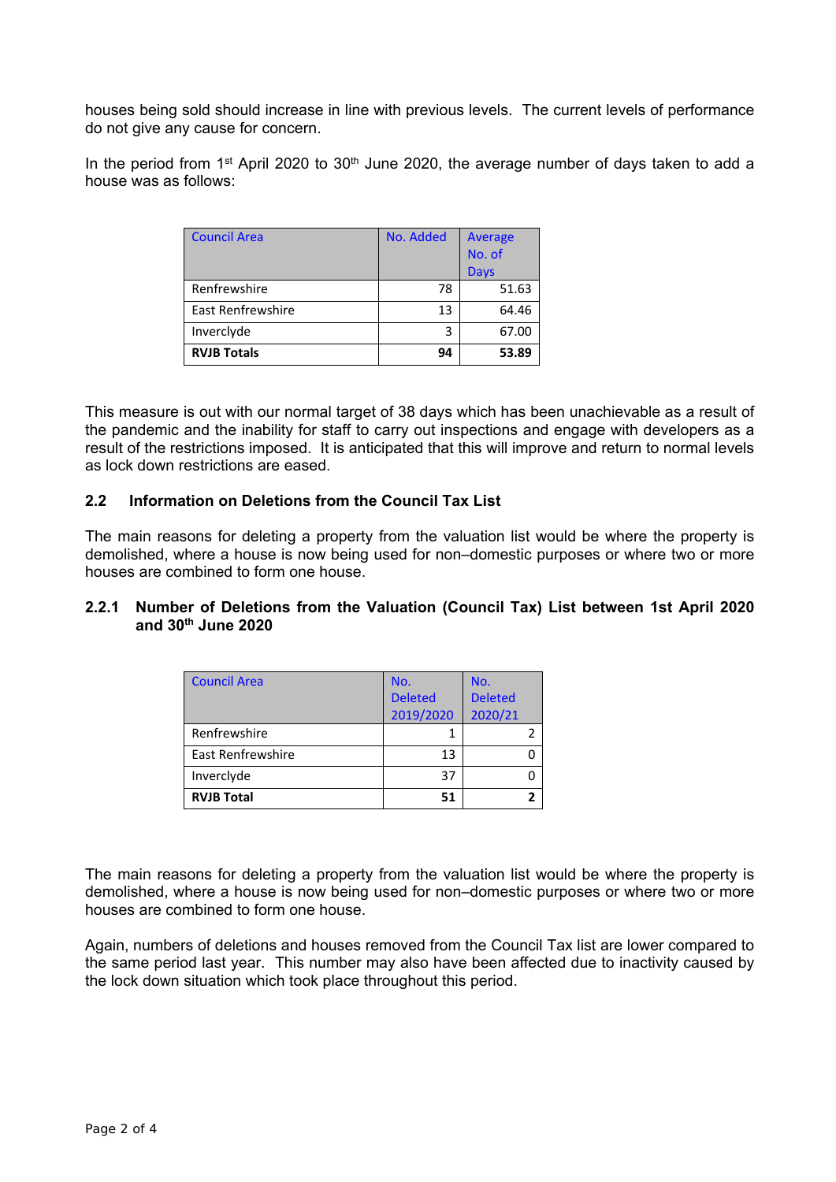houses being sold should increase in line with previous levels. The current levels of performance do not give any cause for concern.

In the period from 1st April 2020 to 30th June 2020, the average number of days taken to add a house was as follows:

| Council Area | No. Added | Average No. of Days |
|---|---|---|
| Renfrewshire | 78 | 51.63 |
| East Renfrewshire | 13 | 64.46 |
| Inverclyde | 3 | 67.00 |
| **RVJB Totals** | **94** | **53.89** |

This measure is out with our normal target of 38 days which has been unachievable as a result of the pandemic and the inability for staff to carry out inspections and engage with developers as a result of the restrictions imposed. It is anticipated that this will improve and return to normal levels as lock down restrictions are eased.

### 2.2 Information on Deletions from the Council Tax List

The main reasons for deleting a property from the valuation list would be where the property is demolished, where a house is now being used for non–domestic purposes or where two or more houses are combined to form one house.

#### 2.2.1 Number of Deletions from the Valuation (Council Tax) List between 1st April 2020 and 30th June 2020

| Council Area | No. Deleted 2019/2020 | No. Deleted 2020/21 |
|---|---|---|
| Renfrewshire | 1 | 2 |
| East Renfrewshire | 13 | 0 |
| Inverclyde | 37 | 0 |
| **RVJB Total** | **51** | **2** |

The main reasons for deleting a property from the valuation list would be where the property is demolished, where a house is now being used for non–domestic purposes or where two or more houses are combined to form one house.

Again, numbers of deletions and houses removed from the Council Tax list are lower compared to the same period last year. This number may also have been affected due to inactivity caused by the lock down situation which took place throughout this period.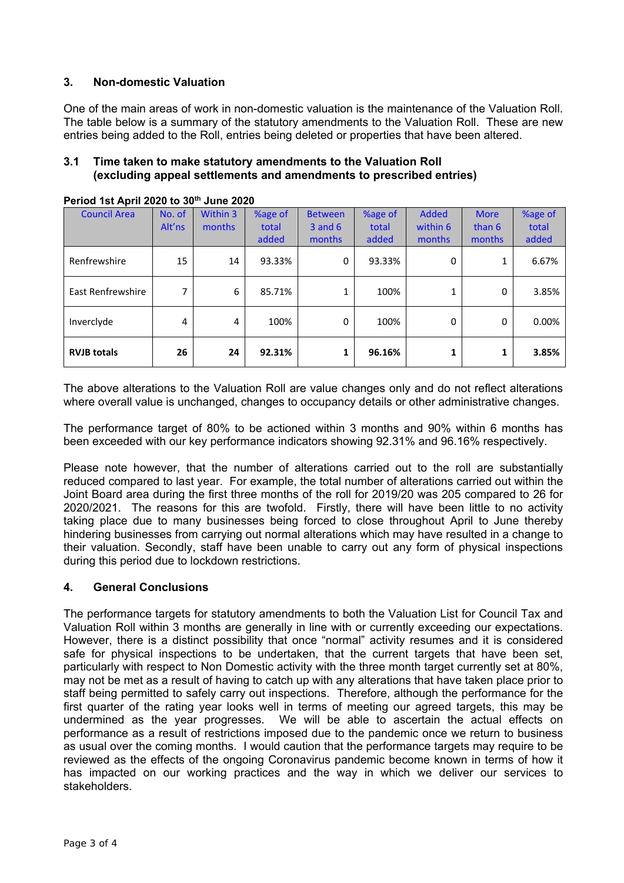## 3. Non-domestic Valuation

One of the main areas of work in non-domestic valuation is the maintenance of the Valuation Roll. The table below is a summary of the statutory amendments to the Valuation Roll. These are new entries being added to the Roll, entries being deleted or properties that have been altered.

### 3.1 Time taken to make statutory amendments to the Valuation Roll (excluding appeal settlements and amendments to prescribed entries)

**Period 1st April 2020 to 30th June 2020**

| Council Area | No. of Alt'ns | Within 3 months | %age of total added | Between 3 and 6 months | %age of total added | Added within 6 months | More than 6 months | %age of total added |
|---|---|---|---|---|---|---|---|---|
| Renfrewshire | 15 | 14 | 93.33% | 0 | 93.33% | 0 | 1 | 6.67% |
| East Renfrewshire | 7 | 6 | 85.71% | 1 | 100% | 1 | 0 | 3.85% |
| Inverclyde | 4 | 4 | 100% | 0 | 100% | 0 | 0 | 0.00% |
| **RVJB totals** | **26** | **24** | **92.31%** | **1** | **96.16%** | **1** | **1** | **3.85%** |

The above alterations to the Valuation Roll are value changes only and do not reflect alterations where overall value is unchanged, changes to occupancy details or other administrative changes.

The performance target of 80% to be actioned within 3 months and 90% within 6 months has been exceeded with our key performance indicators showing 92.31% and 96.16% respectively.

Please note however, that the number of alterations carried out to the roll are substantially reduced compared to last year. For example, the total number of alterations carried out within the Joint Board area during the first three months of the roll for 2019/20 was 205 compared to 26 for 2020/2021. The reasons for this are twofold. Firstly, there will have been little to no activity taking place due to many businesses being forced to close throughout April to June thereby hindering businesses from carrying out normal alterations which may have resulted in a change to their valuation. Secondly, staff have been unable to carry out any form of physical inspections during this period due to lockdown restrictions.

## 4. General Conclusions

The performance targets for statutory amendments to both the Valuation List for Council Tax and Valuation Roll within 3 months are generally in line with or currently exceeding our expectations. However, there is a distinct possibility that once "normal" activity resumes and it is considered safe for physical inspections to be undertaken, that the current targets that have been set, particularly with respect to Non Domestic activity with the three month target currently set at 80%, may not be met as a result of having to catch up with any alterations that have taken place prior to staff being permitted to safely carry out inspections. Therefore, although the performance for the first quarter of the rating year looks well in terms of meeting our agreed targets, this may be undermined as the year progresses. We will be able to ascertain the actual effects on performance as a result of restrictions imposed due to the pandemic once we return to business as usual over the coming months. I would caution that the performance targets may require to be reviewed as the effects of the ongoing Coronavirus pandemic become known in terms of how it has impacted on our working practices and the way in which we deliver our services to stakeholders.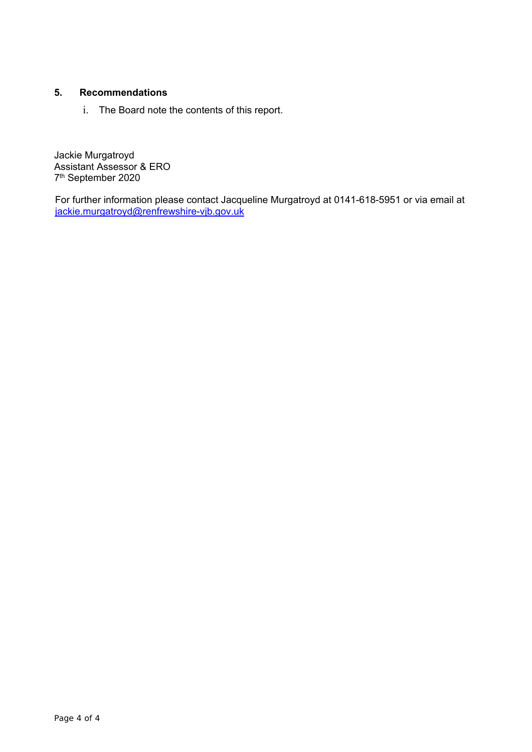## 5. Recommendations

i. The Board note the contents of this report.

Jackie Murgatroyd  
Assistant Assessor & ERO  
7th September 2020

For further information please contact Jacqueline Murgatroyd at 0141-618-5951 or via email at jackie.murgatroyd@renfrewshire-vjb.gov.uk